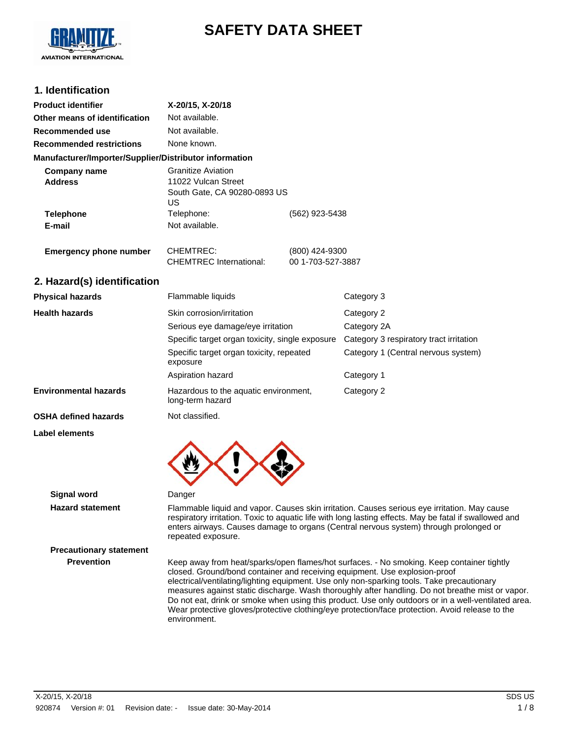# SAFETY DATA SHEET

## 1. Identification

| | | |
|---|---|---|
| **Product identifier** | **X-20/15, X-20/18** | |
| **Other means of identification** | Not available. | |
| **Recommended use** | Not available. | |
| **Recommended restrictions** | None known. | |

**Manufacturer/Importer/Supplier/Distributor information**

| | | |
|---|---|---|
| **Company name** | Granitize Aviation | |
| **Address** | 11022 Vulcan Street<br>South Gate, CA 90280-0893 US<br>US | |
| **Telephone** | Telephone: | (562) 923-5438 |
| **E-mail** | Not available. | |
| **Emergency phone number** | CHEMTREC:<br>CHEMTREC International: | (800) 424-9300<br>00 1-703-527-3887 |

## 2. Hazard(s) identification

| | | |
|---|---|---|
| **Physical hazards** | Flammable liquids | Category 3 |
| **Health hazards** | Skin corrosion/irritation | Category 2 |
| | Serious eye damage/eye irritation | Category 2A |
| | Specific target organ toxicity, single exposure | Category 3 respiratory tract irritation |
| | Specific target organ toxicity, repeated exposure | Category 1 (Central nervous system) |
| | Aspiration hazard | Category 1 |
| **Environmental hazards** | Hazardous to the aquatic environment, long-term hazard | Category 2 |
| **OSHA defined hazards** | Not classified. | |

**Label elements**

**Signal word**

Danger

**Hazard statement**

Flammable liquid and vapor. Causes skin irritation. Causes serious eye irritation. May cause respiratory irritation. Toxic to aquatic life with long lasting effects. May be fatal if swallowed and enters airways. Causes damage to organs (Central nervous system) through prolonged or repeated exposure.

**Precautionary statement**

**Prevention**

Keep away from heat/sparks/open flames/hot surfaces. - No smoking. Keep container tightly closed. Ground/bond container and receiving equipment. Use explosion-proof electrical/ventilating/lighting equipment. Use only non-sparking tools. Take precautionary measures against static discharge. Wash thoroughly after handling. Do not breathe mist or vapor. Do not eat, drink or smoke when using this product. Use only outdoors or in a well-ventilated area. Wear protective gloves/protective clothing/eye protection/face protection. Avoid release to the environment.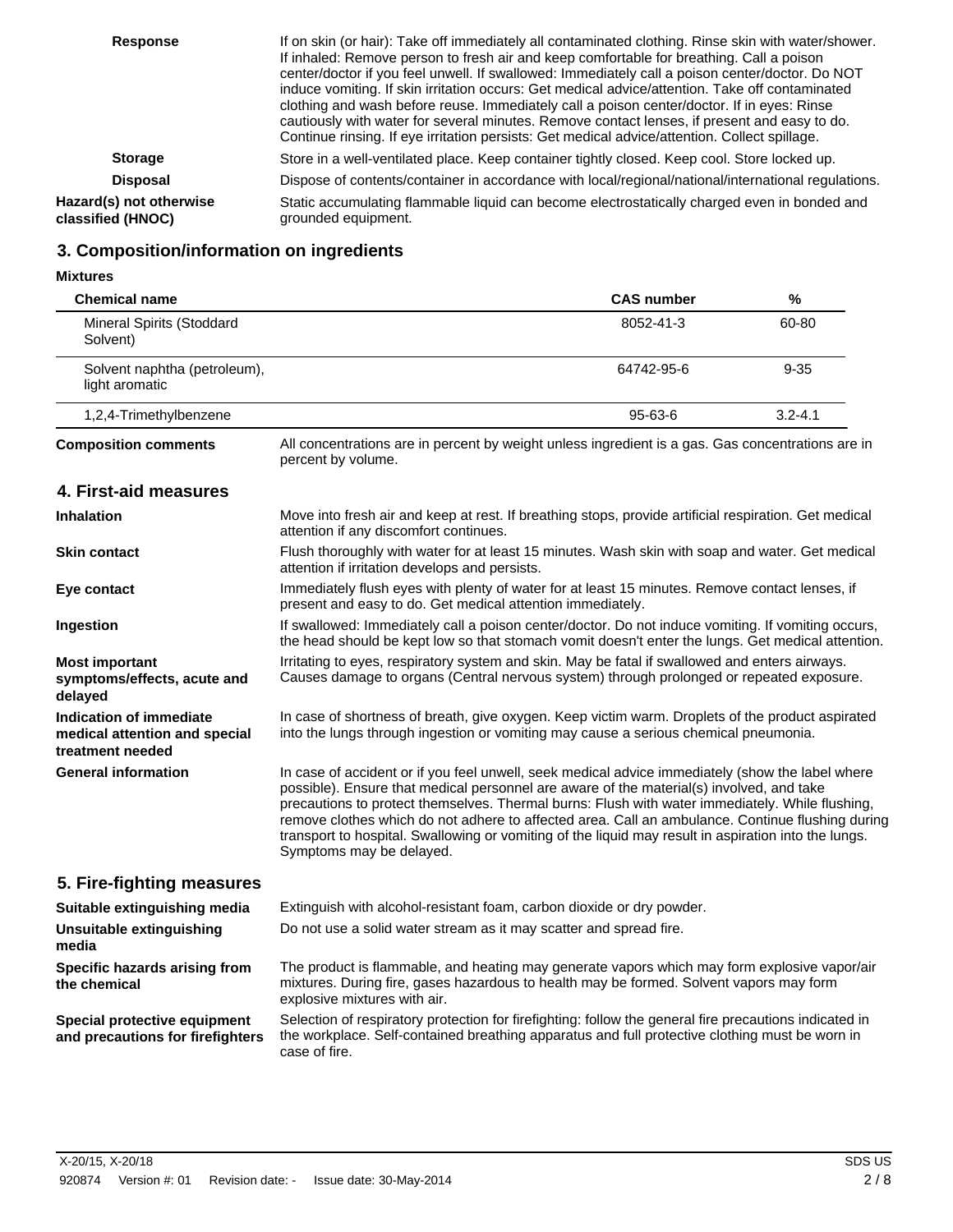**Response** If on skin (or hair): Take off immediately all contaminated clothing. Rinse skin with water/shower. If inhaled: Remove person to fresh air and keep comfortable for breathing. Call a poison center/doctor if you feel unwell. If swallowed: Immediately call a poison center/doctor. Do NOT induce vomiting. If skin irritation occurs: Get medical advice/attention. Take off contaminated clothing and wash before reuse. Immediately call a poison center/doctor. If in eyes: Rinse cautiously with water for several minutes. Remove contact lenses, if present and easy to do. Continue rinsing. If eye irritation persists: Get medical advice/attention. Collect spillage.

**Storage** Store in a well-ventilated place. Keep container tightly closed. Keep cool. Store locked up.

**Disposal** Dispose of contents/container in accordance with local/regional/national/international regulations.

**Hazard(s) not otherwise classified (HNOC)** Static accumulating flammable liquid can become electrostatically charged even in bonded and grounded equipment.

## 3. Composition/information on ingredients

**Mixtures**

| Chemical name | CAS number | % |
|---|---|---|
| Mineral Spirits (Stoddard Solvent) | 8052-41-3 | 60-80 |
| Solvent naphtha (petroleum), light aromatic | 64742-95-6 | 9-35 |
| 1,2,4-Trimethylbenzene | 95-63-6 | 3.2-4.1 |

**Composition comments** All concentrations are in percent by weight unless ingredient is a gas. Gas concentrations are in percent by volume.

## 4. First-aid measures

**Inhalation** Move into fresh air and keep at rest. If breathing stops, provide artificial respiration. Get medical attention if any discomfort continues.

**Skin contact** Flush thoroughly with water for at least 15 minutes. Wash skin with soap and water. Get medical attention if irritation develops and persists.

**Eye contact** Immediately flush eyes with plenty of water for at least 15 minutes. Remove contact lenses, if present and easy to do. Get medical attention immediately.

**Ingestion** If swallowed: Immediately call a poison center/doctor. Do not induce vomiting. If vomiting occurs, the head should be kept low so that stomach vomit doesn't enter the lungs. Get medical attention.

**Most important symptoms/effects, acute and delayed** Irritating to eyes, respiratory system and skin. May be fatal if swallowed and enters airways. Causes damage to organs (Central nervous system) through prolonged or repeated exposure.

**Indication of immediate medical attention and special treatment needed** In case of shortness of breath, give oxygen. Keep victim warm. Droplets of the product aspirated into the lungs through ingestion or vomiting may cause a serious chemical pneumonia.

**General information** In case of accident or if you feel unwell, seek medical advice immediately (show the label where possible). Ensure that medical personnel are aware of the material(s) involved, and take precautions to protect themselves. Thermal burns: Flush with water immediately. While flushing, remove clothes which do not adhere to affected area. Call an ambulance. Continue flushing during transport to hospital. Swallowing or vomiting of the liquid may result in aspiration into the lungs. Symptoms may be delayed.

## 5. Fire-fighting measures

**Suitable extinguishing media** Extinguish with alcohol-resistant foam, carbon dioxide or dry powder.

**Unsuitable extinguishing media** Do not use a solid water stream as it may scatter and spread fire.

**Specific hazards arising from the chemical** The product is flammable, and heating may generate vapors which may form explosive vapor/air mixtures. During fire, gases hazardous to health may be formed. Solvent vapors may form explosive mixtures with air.

**Special protective equipment and precautions for firefighters** Selection of respiratory protection for firefighting: follow the general fire precautions indicated in the workplace. Self-contained breathing apparatus and full protective clothing must be worn in case of fire.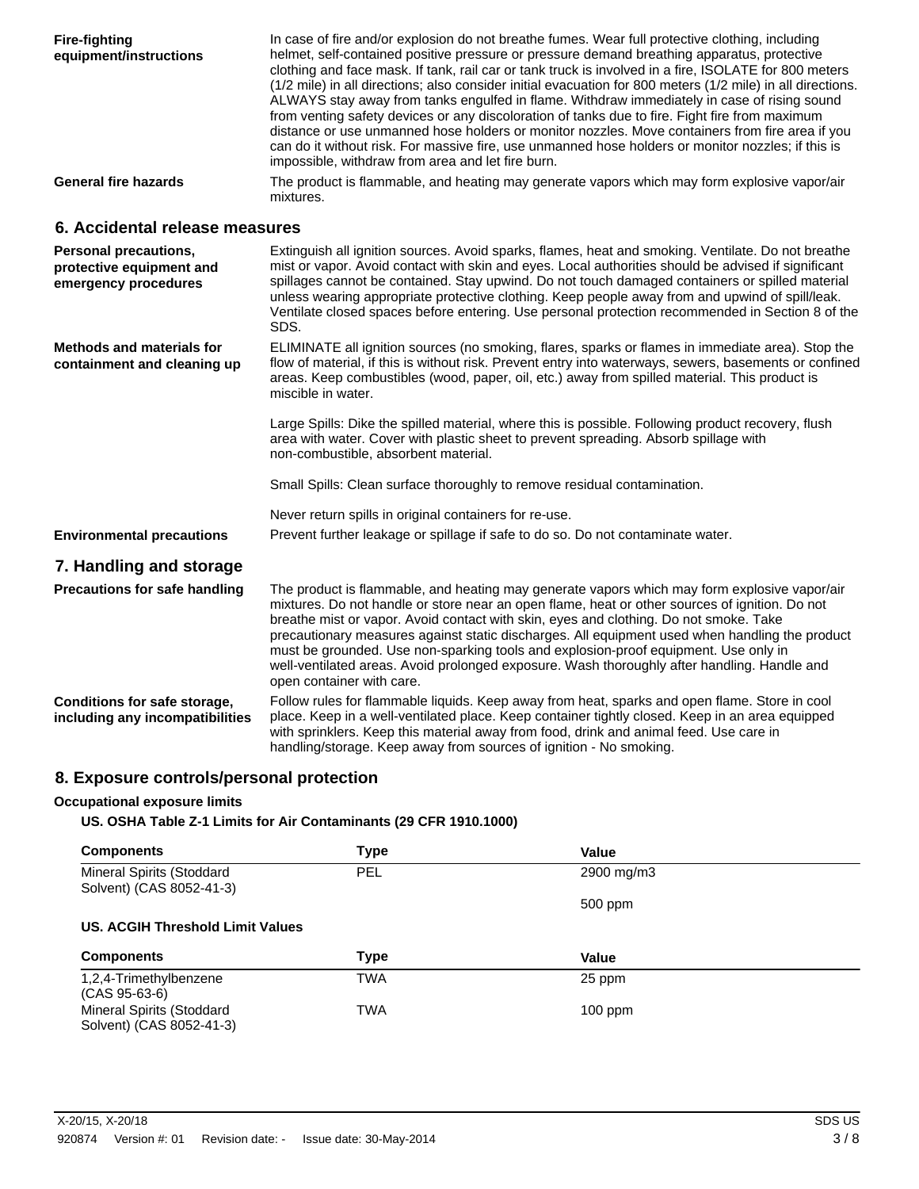**Fire-fighting equipment/instructions**

In case of fire and/or explosion do not breathe fumes. Wear full protective clothing, including helmet, self-contained positive pressure or pressure demand breathing apparatus, protective clothing and face mask. If tank, rail car or tank truck is involved in a fire, ISOLATE for 800 meters (1/2 mile) in all directions; also consider initial evacuation for 800 meters (1/2 mile) in all directions. ALWAYS stay away from tanks engulfed in flame. Withdraw immediately in case of rising sound from venting safety devices or any discoloration of tanks due to fire. Fight fire from maximum distance or use unmanned hose holders or monitor nozzles. Move containers from fire area if you can do it without risk. For massive fire, use unmanned hose holders or monitor nozzles; if this is impossible, withdraw from area and let fire burn.

**General fire hazards**

The product is flammable, and heating may generate vapors which may form explosive vapor/air mixtures.

## 6. Accidental release measures

**Personal precautions, protective equipment and emergency procedures**

Extinguish all ignition sources. Avoid sparks, flames, heat and smoking. Ventilate. Do not breathe mist or vapor. Avoid contact with skin and eyes. Local authorities should be advised if significant spillages cannot be contained. Stay upwind. Do not touch damaged containers or spilled material unless wearing appropriate protective clothing. Keep people away from and upwind of spill/leak. Ventilate closed spaces before entering. Use personal protection recommended in Section 8 of the SDS.

**Methods and materials for containment and cleaning up**

ELIMINATE all ignition sources (no smoking, flares, sparks or flames in immediate area). Stop the flow of material, if this is without risk. Prevent entry into waterways, sewers, basements or confined areas. Keep combustibles (wood, paper, oil, etc.) away from spilled material. This product is miscible in water.

Large Spills: Dike the spilled material, where this is possible. Following product recovery, flush area with water. Cover with plastic sheet to prevent spreading. Absorb spillage with non-combustible, absorbent material.

Small Spills: Clean surface thoroughly to remove residual contamination.

Never return spills in original containers for re-use.

**Environmental precautions**

Prevent further leakage or spillage if safe to do so. Do not contaminate water.

## 7. Handling and storage

**Precautions for safe handling**

The product is flammable, and heating may generate vapors which may form explosive vapor/air mixtures. Do not handle or store near an open flame, heat or other sources of ignition. Do not breathe mist or vapor. Avoid contact with skin, eyes and clothing. Do not smoke. Take precautionary measures against static discharges. All equipment used when handling the product must be grounded. Use non-sparking tools and explosion-proof equipment. Use only in well-ventilated areas. Avoid prolonged exposure. Wash thoroughly after handling. Handle and open container with care.

**Conditions for safe storage, including any incompatibilities**

Follow rules for flammable liquids. Keep away from heat, sparks and open flame. Store in cool place. Keep in a well-ventilated place. Keep container tightly closed. Keep in an area equipped with sprinklers. Keep this material away from food, drink and animal feed. Use care in handling/storage. Keep away from sources of ignition - No smoking.

## 8. Exposure controls/personal protection

**Occupational exposure limits**

**US. OSHA Table Z-1 Limits for Air Contaminants (29 CFR 1910.1000)**

| Components | Type | Value |
|---|---|---|
| Mineral Spirits (Stoddard Solvent) (CAS 8052-41-3) | PEL | 2900 mg/m3 |
| | | 500 ppm |

**US. ACGIH Threshold Limit Values**

| Components | Type | Value |
|---|---|---|
| 1,2,4-Trimethylbenzene (CAS 95-63-6) | TWA | 25 ppm |
| Mineral Spirits (Stoddard Solvent) (CAS 8052-41-3) | TWA | 100 ppm |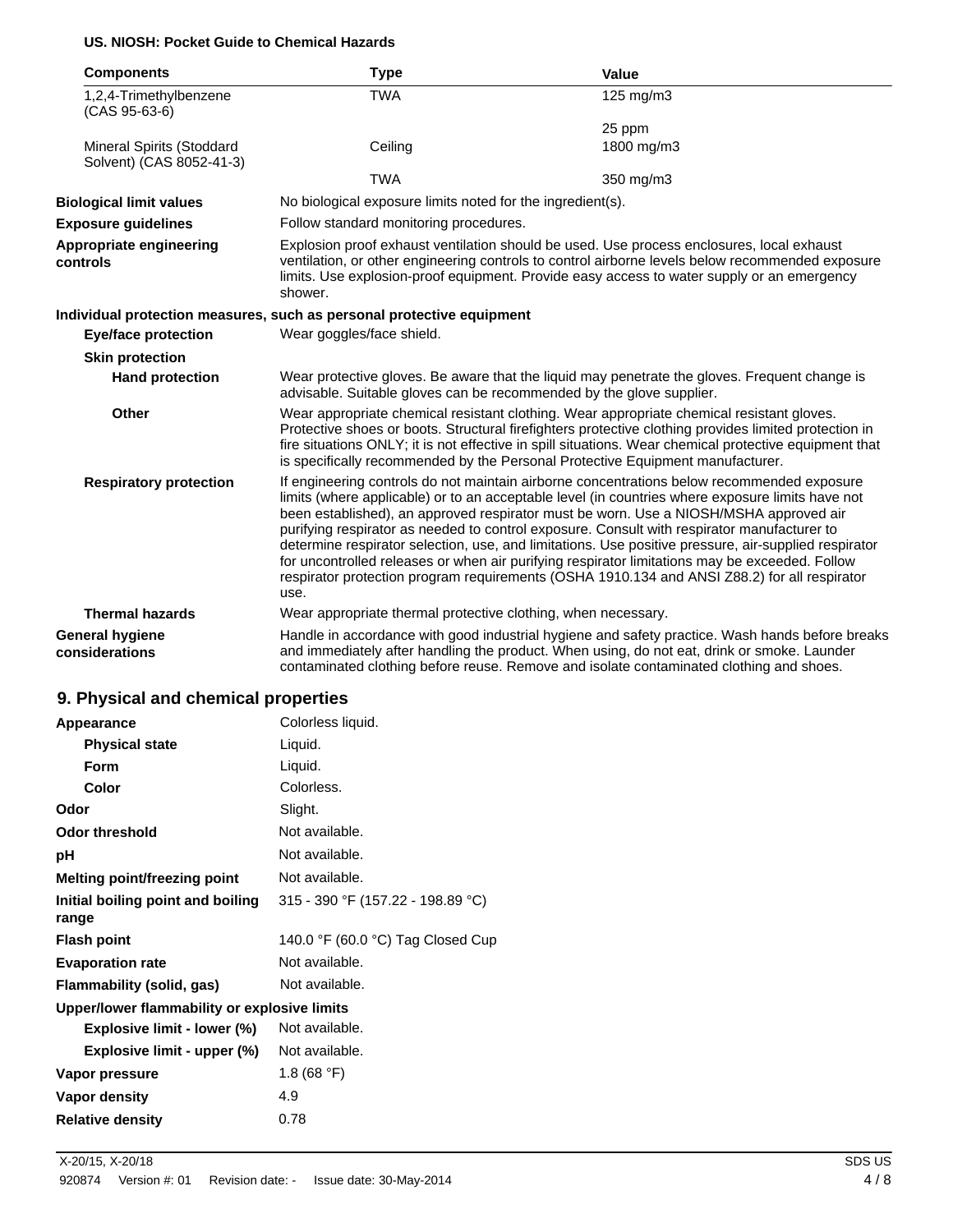**US. NIOSH: Pocket Guide to Chemical Hazards**

| Components | Type | Value |
|---|---|---|
| 1,2,4-Trimethylbenzene (CAS 95-63-6) | TWA | 125 mg/m3 |
| | | 25 ppm |
| Mineral Spirits (Stoddard Solvent) (CAS 8052-41-3) | Ceiling | 1800 mg/m3 |
| | TWA | 350 mg/m3 |

**Biological limit values** No biological exposure limits noted for the ingredient(s).

**Exposure guidelines** Follow standard monitoring procedures.

**Appropriate engineering controls** Explosion proof exhaust ventilation should be used. Use process enclosures, local exhaust ventilation, or other engineering controls to control airborne levels below recommended exposure limits. Use explosion-proof equipment. Provide easy access to water supply or an emergency shower.

**Individual protection measures, such as personal protective equipment**

**Eye/face protection** Wear goggles/face shield.

**Skin protection**

**Hand protection** Wear protective gloves. Be aware that the liquid may penetrate the gloves. Frequent change is advisable. Suitable gloves can be recommended by the glove supplier.

**Other** Wear appropriate chemical resistant clothing. Wear appropriate chemical resistant gloves. Protective shoes or boots. Structural firefighters protective clothing provides limited protection in fire situations ONLY; it is not effective in spill situations. Wear chemical protective equipment that is specifically recommended by the Personal Protective Equipment manufacturer.

**Respiratory protection** If engineering controls do not maintain airborne concentrations below recommended exposure limits (where applicable) or to an acceptable level (in countries where exposure limits have not been established), an approved respirator must be worn. Use a NIOSH/MSHA approved air purifying respirator as needed to control exposure. Consult with respirator manufacturer to determine respirator selection, use, and limitations. Use positive pressure, air-supplied respirator for uncontrolled releases or when air purifying respirator limitations may be exceeded. Follow respirator protection program requirements (OSHA 1910.134 and ANSI Z88.2) for all respirator use.

**Thermal hazards** Wear appropriate thermal protective clothing, when necessary.

**General hygiene considerations** Handle in accordance with good industrial hygiene and safety practice. Wash hands before breaks and immediately after handling the product. When using, do not eat, drink or smoke. Launder contaminated clothing before reuse. Remove and isolate contaminated clothing and shoes.

## 9. Physical and chemical properties

| | |
|---|---|
| **Appearance** | Colorless liquid. |
| **Physical state** | Liquid. |
| **Form** | Liquid. |
| **Color** | Colorless. |
| **Odor** | Slight. |
| **Odor threshold** | Not available. |
| **pH** | Not available. |
| **Melting point/freezing point** | Not available. |
| **Initial boiling point and boiling range** | 315 - 390 °F (157.22 - 198.89 °C) |
| **Flash point** | 140.0 °F (60.0 °C) Tag Closed Cup |
| **Evaporation rate** | Not available. |
| **Flammability (solid, gas)** | Not available. |
| **Upper/lower flammability or explosive limits** | |
| **Explosive limit - lower (%)** | Not available. |
| **Explosive limit - upper (%)** | Not available. |
| **Vapor pressure** | 1.8 (68 °F) |
| **Vapor density** | 4.9 |
| **Relative density** | 0.78 |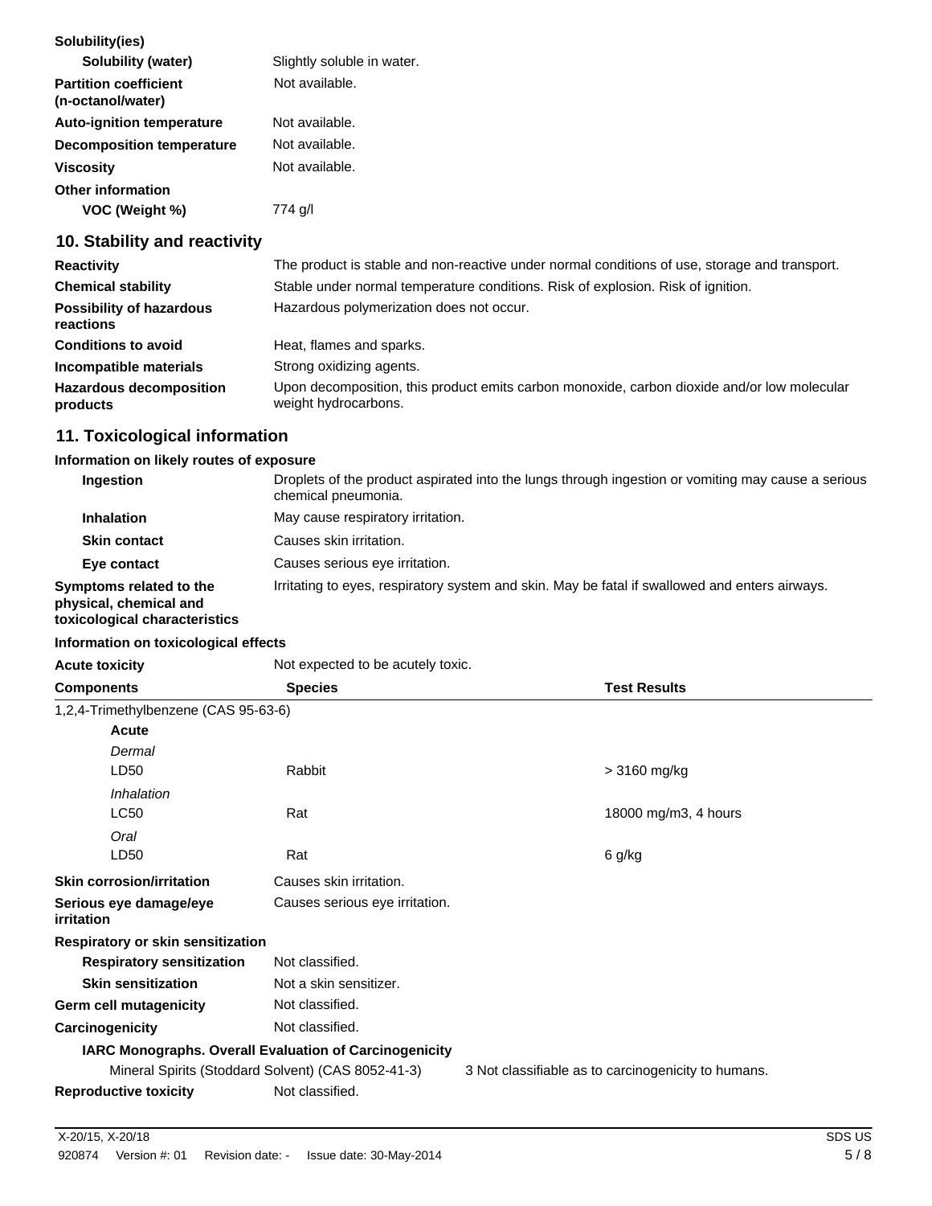**Solubility(ies)**

| | |
|---|---|
| **Solubility (water)** | Slightly soluble in water. |
| **Partition coefficient (n-octanol/water)** | Not available. |
| **Auto-ignition temperature** | Not available. |
| **Decomposition temperature** | Not available. |
| **Viscosity** | Not available. |

**Other information**

| | |
|---|---|
| **VOC (Weight %)** | 774 g/l |

## 10. Stability and reactivity

| | |
|---|---|
| **Reactivity** | The product is stable and non-reactive under normal conditions of use, storage and transport. |
| **Chemical stability** | Stable under normal temperature conditions. Risk of explosion. Risk of ignition. |
| **Possibility of hazardous reactions** | Hazardous polymerization does not occur. |
| **Conditions to avoid** | Heat, flames and sparks. |
| **Incompatible materials** | Strong oxidizing agents. |
| **Hazardous decomposition products** | Upon decomposition, this product emits carbon monoxide, carbon dioxide and/or low molecular weight hydrocarbons. |

## 11. Toxicological information

**Information on likely routes of exposure**

| | |
|---|---|
| **Ingestion** | Droplets of the product aspirated into the lungs through ingestion or vomiting may cause a serious chemical pneumonia. |
| **Inhalation** | May cause respiratory irritation. |
| **Skin contact** | Causes skin irritation. |
| **Eye contact** | Causes serious eye irritation. |
| **Symptoms related to the physical, chemical and toxicological characteristics** | Irritating to eyes, respiratory system and skin. May be fatal if swallowed and enters airways. |

**Information on toxicological effects**

**Acute toxicity** Not expected to be acutely toxic.

| Components | Species | Test Results |
|---|---|---|
| 1,2,4-Trimethylbenzene (CAS 95-63-6) | | |
| **Acute** | | |
| *Dermal* | | |
| LD50 | Rabbit | > 3160 mg/kg |
| *Inhalation* | | |
| LC50 | Rat | 18000 mg/m3, 4 hours |
| *Oral* | | |
| LD50 | Rat | 6 g/kg |

| | |
|---|---|
| **Skin corrosion/irritation** | Causes skin irritation. |
| **Serious eye damage/eye irritation** | Causes serious eye irritation. |

**Respiratory or skin sensitization**

| | |
|---|---|
| **Respiratory sensitization** | Not classified. |
| **Skin sensitization** | Not a skin sensitizer. |
| **Germ cell mutagenicity** | Not classified. |
| **Carcinogenicity** | Not classified. |

**IARC Monographs. Overall Evaluation of Carcinogenicity**

| | |
|---|---|
| Mineral Spirits (Stoddard Solvent) (CAS 8052-41-3) | 3 Not classifiable as to carcinogenicity to humans. |

| | |
|---|---|
| **Reproductive toxicity** | Not classified. |

X-20/15, X-20/18 — SDS US

920874 Version #: 01 Revision date: - Issue date: 30-May-2014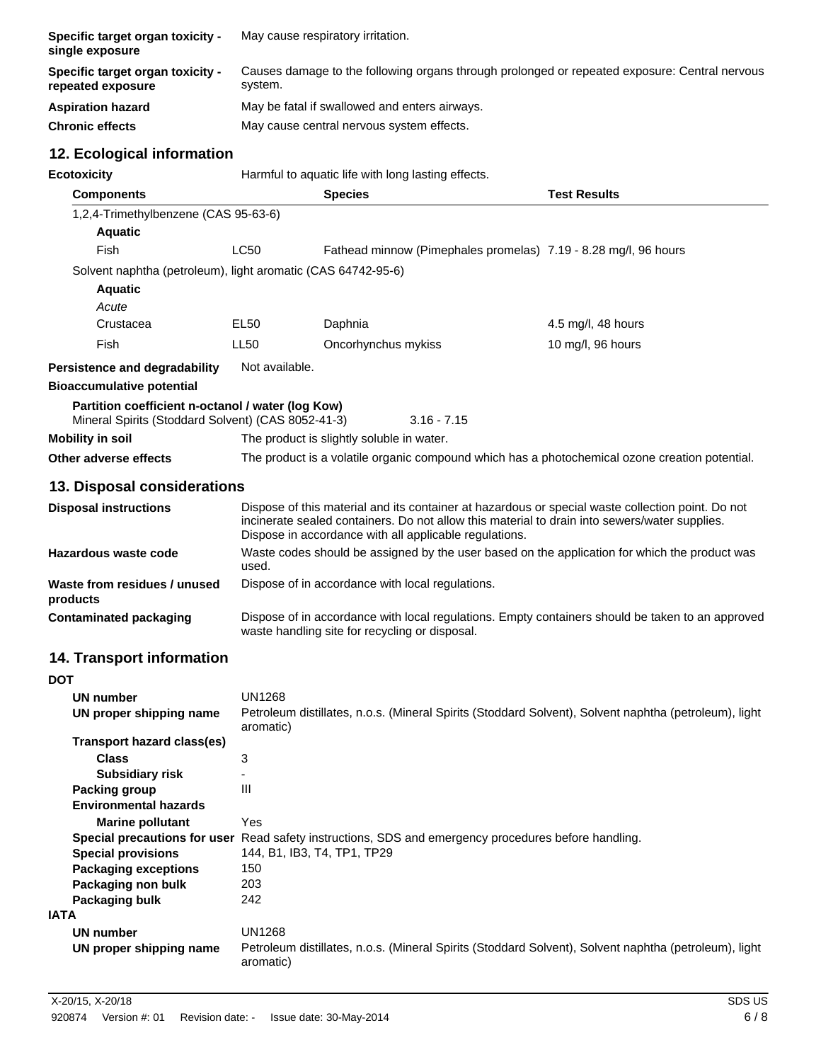| | |
|---|---|
| **Specific target organ toxicity - single exposure** | May cause respiratory irritation. |
| **Specific target organ toxicity - repeated exposure** | Causes damage to the following organs through prolonged or repeated exposure: Central nervous system. |
| **Aspiration hazard** | May be fatal if swallowed and enters airways. |
| **Chronic effects** | May cause central nervous system effects. |

## 12. Ecological information

**Ecotoxicity** Harmful to aquatic life with long lasting effects.

| Components | | Species | Test Results |
|---|---|---|---|
| 1,2,4-Trimethylbenzene (CAS 95-63-6) | | | |
| **Aquatic** | | | |
| Fish | LC50 | Fathead minnow (Pimephales promelas) | 7.19 - 8.28 mg/l, 96 hours |
| Solvent naphtha (petroleum), light aromatic (CAS 64742-95-6) | | | |
| **Aquatic** | | | |
| *Acute* | | | |
| Crustacea | EL50 | Daphnia | 4.5 mg/l, 48 hours |
| Fish | LL50 | Oncorhynchus mykiss | 10 mg/l, 96 hours |

**Persistence and degradability** Not available.

**Bioaccumulative potential**

**Partition coefficient n-octanol / water (log Kow)**
Mineral Spirits (Stoddard Solvent) (CAS 8052-41-3) 3.16 - 7.15

**Mobility in soil** The product is slightly soluble in water.

**Other adverse effects** The product is a volatile organic compound which has a photochemical ozone creation potential.

## 13. Disposal considerations

| | |
|---|---|
| **Disposal instructions** | Dispose of this material and its container at hazardous or special waste collection point. Do not incinerate sealed containers. Do not allow this material to drain into sewers/water supplies. Dispose in accordance with all applicable regulations. |
| **Hazardous waste code** | Waste codes should be assigned by the user based on the application for which the product was used. |
| **Waste from residues / unused products** | Dispose of in accordance with local regulations. |
| **Contaminated packaging** | Dispose of in accordance with local regulations. Empty containers should be taken to an approved waste handling site for recycling or disposal. |

## 14. Transport information

**DOT**

| | |
|---|---|
| **UN number** | UN1268 |
| **UN proper shipping name** | Petroleum distillates, n.o.s. (Mineral Spirits (Stoddard Solvent), Solvent naphtha (petroleum), light aromatic) |
| **Transport hazard class(es)** | |
| **Class** | 3 |
| **Subsidiary risk** | - |
| **Packing group** | III |
| **Environmental hazards** | |
| **Marine pollutant** | Yes |
| **Special precautions for user** | Read safety instructions, SDS and emergency procedures before handling. |
| **Special provisions** | 144, B1, IB3, T4, TP1, TP29 |
| **Packaging exceptions** | 150 |
| **Packaging non bulk** | 203 |
| **Packaging bulk** | 242 |

**IATA**

| | |
|---|---|
| **UN number** | UN1268 |
| **UN proper shipping name** | Petroleum distillates, n.o.s. (Mineral Spirits (Stoddard Solvent), Solvent naphtha (petroleum), light aromatic) |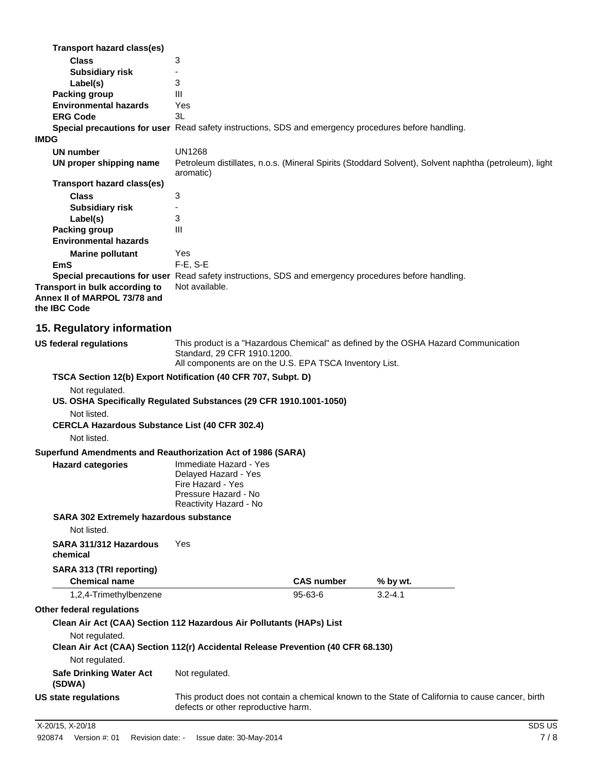**Transport hazard class(es)**

**Class** 3

**Subsidiary risk** -

**Label(s)** 3

**Packing group** III

**Environmental hazards** Yes

**ERG Code** 3L

**Special precautions for user** Read safety instructions, SDS and emergency procedures before handling.

**IMDG**

**UN number** UN1268

**UN proper shipping name** Petroleum distillates, n.o.s. (Mineral Spirits (Stoddard Solvent), Solvent naphtha (petroleum), light aromatic)

**Transport hazard class(es)**

**Class** 3

**Subsidiary risk** -

**Label(s)** 3

**Packing group** III

**Environmental hazards**

**Marine pollutant** Yes

**EmS** F-E, S-E

**Special precautions for user** Read safety instructions, SDS and emergency procedures before handling.

**Transport in bulk according to Annex II of MARPOL 73/78 and the IBC Code** Not available.

## 15. Regulatory information

**US federal regulations** This product is a "Hazardous Chemical" as defined by the OSHA Hazard Communication Standard, 29 CFR 1910.1200.
All components are on the U.S. EPA TSCA Inventory List.

**TSCA Section 12(b) Export Notification (40 CFR 707, Subpt. D)**

Not regulated.

**US. OSHA Specifically Regulated Substances (29 CFR 1910.1001-1050)**

Not listed.

**CERCLA Hazardous Substance List (40 CFR 302.4)**

Not listed.

**Superfund Amendments and Reauthorization Act of 1986 (SARA)**

**Hazard categories** Immediate Hazard - Yes
Delayed Hazard - Yes
Fire Hazard - Yes
Pressure Hazard - No
Reactivity Hazard - No

**SARA 302 Extremely hazardous substance**

Not listed.

**SARA 311/312 Hazardous chemical** Yes

**SARA 313 (TRI reporting)**

| Chemical name | CAS number | % by wt. |
|---|---|---|
| 1,2,4-Trimethylbenzene | 95-63-6 | 3.2-4.1 |

**Other federal regulations**

**Clean Air Act (CAA) Section 112 Hazardous Air Pollutants (HAPs) List**

Not regulated.

**Clean Air Act (CAA) Section 112(r) Accidental Release Prevention (40 CFR 68.130)**

Not regulated.

**Safe Drinking Water Act (SDWA)** Not regulated.

**US state regulations** This product does not contain a chemical known to the State of California to cause cancer, birth defects or other reproductive harm.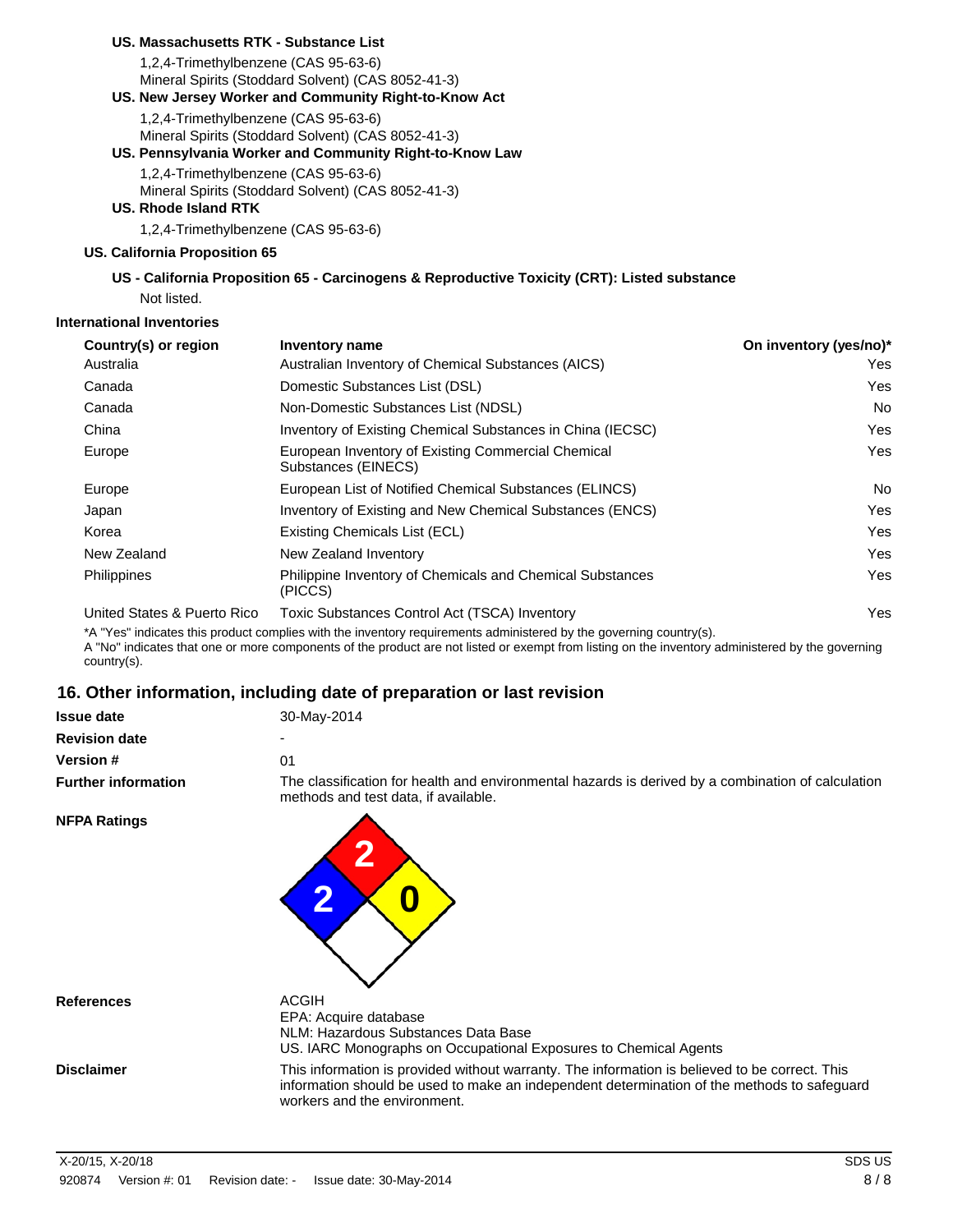**US. Massachusetts RTK - Substance List**

1,2,4-Trimethylbenzene (CAS 95-63-6)
Mineral Spirits (Stoddard Solvent) (CAS 8052-41-3)

**US. New Jersey Worker and Community Right-to-Know Act**

1,2,4-Trimethylbenzene (CAS 95-63-6)
Mineral Spirits (Stoddard Solvent) (CAS 8052-41-3)

**US. Pennsylvania Worker and Community Right-to-Know Law**

1,2,4-Trimethylbenzene (CAS 95-63-6)
Mineral Spirits (Stoddard Solvent) (CAS 8052-41-3)

**US. Rhode Island RTK**

1,2,4-Trimethylbenzene (CAS 95-63-6)

**US. California Proposition 65**

**US - California Proposition 65 - Carcinogens & Reproductive Toxicity (CRT): Listed substance**

Not listed.

**International Inventories**

| Country(s) or region | Inventory name | On inventory (yes/no)* |
|---|---|---|
| Australia | Australian Inventory of Chemical Substances (AICS) | Yes |
| Canada | Domestic Substances List (DSL) | Yes |
| Canada | Non-Domestic Substances List (NDSL) | No |
| China | Inventory of Existing Chemical Substances in China (IECSC) | Yes |
| Europe | European Inventory of Existing Commercial Chemical Substances (EINECS) | Yes |
| Europe | European List of Notified Chemical Substances (ELINCS) | No |
| Japan | Inventory of Existing and New Chemical Substances (ENCS) | Yes |
| Korea | Existing Chemicals List (ECL) | Yes |
| New Zealand | New Zealand Inventory | Yes |
| Philippines | Philippine Inventory of Chemicals and Chemical Substances (PICCS) | Yes |
| United States & Puerto Rico | Toxic Substances Control Act (TSCA) Inventory | Yes |

*A "Yes" indicates this product complies with the inventory requirements administered by the governing country(s).
A "No" indicates that one or more components of the product are not listed or exempt from listing on the inventory administered by the governing country(s).

## 16. Other information, including date of preparation or last revision

**Issue date** 30-May-2014

**Revision date** -

**Version #** 01

**Further information** The classification for health and environmental hazards is derived by a combination of calculation methods and test data, if available.

**NFPA Ratings**

2
2
0

**References** ACGIH
EPA: Acquire database
NLM: Hazardous Substances Data Base
US. IARC Monographs on Occupational Exposures to Chemical Agents

**Disclaimer** This information is provided without warranty. The information is believed to be correct. This information should be used to make an independent determination of the methods to safeguard workers and the environment.